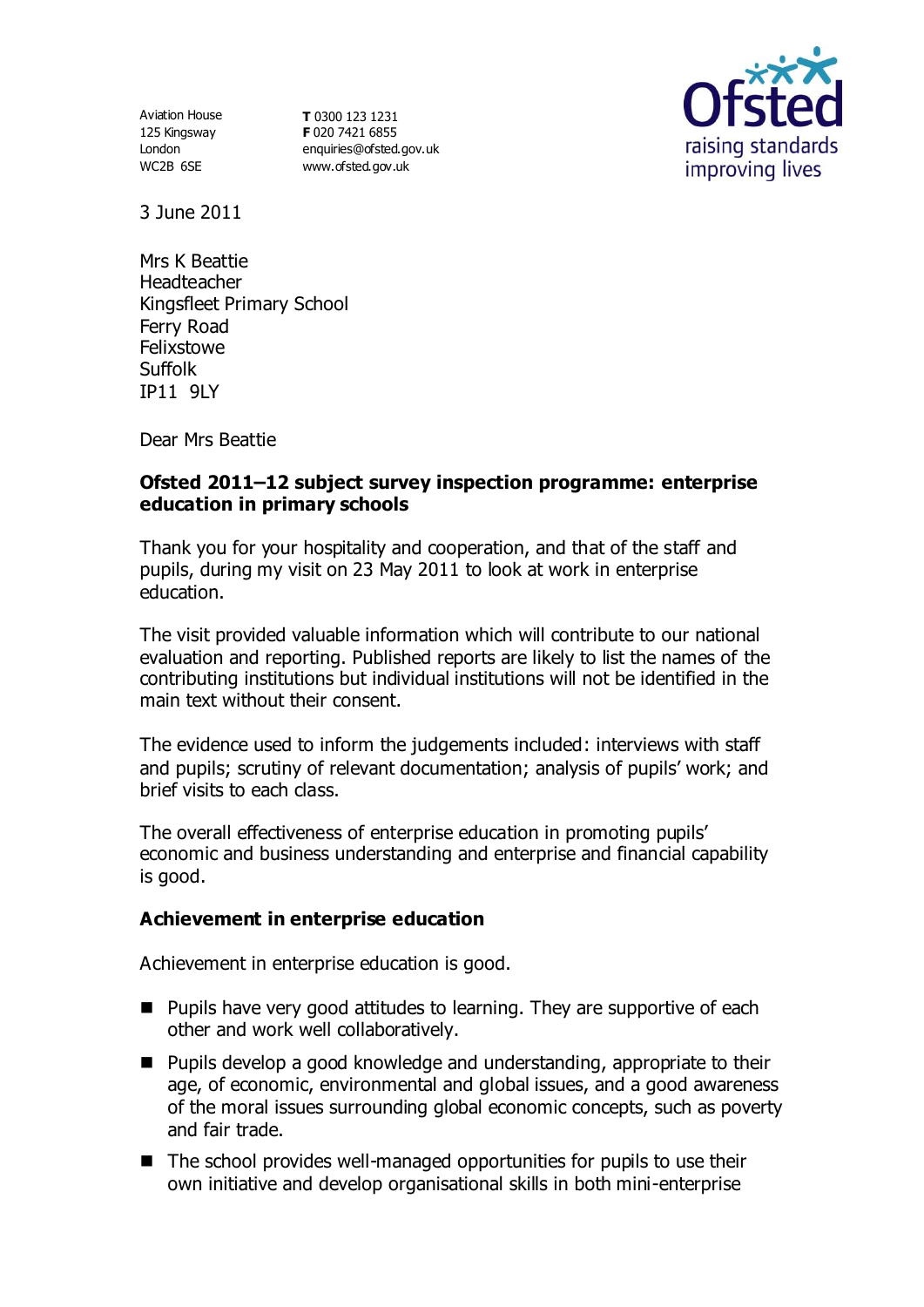Aviation House
125 Kingsway
London
WC2B 6SE

**T** 0300 123 1231
**F** 020 7421 6855
enquiries@ofsted.gov.uk
www.ofsted.gov.uk

3 June 2011

Mrs K Beattie
Headteacher
Kingsfleet Primary School
Ferry Road
Felixstowe
Suffolk
IP11 9LY

Dear Mrs Beattie

**Ofsted 2011–12 subject survey inspection programme: enterprise education in primary schools**

Thank you for your hospitality and cooperation, and that of the staff and pupils, during my visit on 23 May 2011 to look at work in enterprise education.

The visit provided valuable information which will contribute to our national evaluation and reporting. Published reports are likely to list the names of the contributing institutions but individual institutions will not be identified in the main text without their consent.

The evidence used to inform the judgements included: interviews with staff and pupils; scrutiny of relevant documentation; analysis of pupils' work; and brief visits to each class.

The overall effectiveness of enterprise education in promoting pupils' economic and business understanding and enterprise and financial capability is good.

**Achievement in enterprise education**

Achievement in enterprise education is good.

- Pupils have very good attitudes to learning. They are supportive of each other and work well collaboratively.
- Pupils develop a good knowledge and understanding, appropriate to their age, of economic, environmental and global issues, and a good awareness of the moral issues surrounding global economic concepts, such as poverty and fair trade.
- The school provides well-managed opportunities for pupils to use their own initiative and develop organisational skills in both mini-enterprise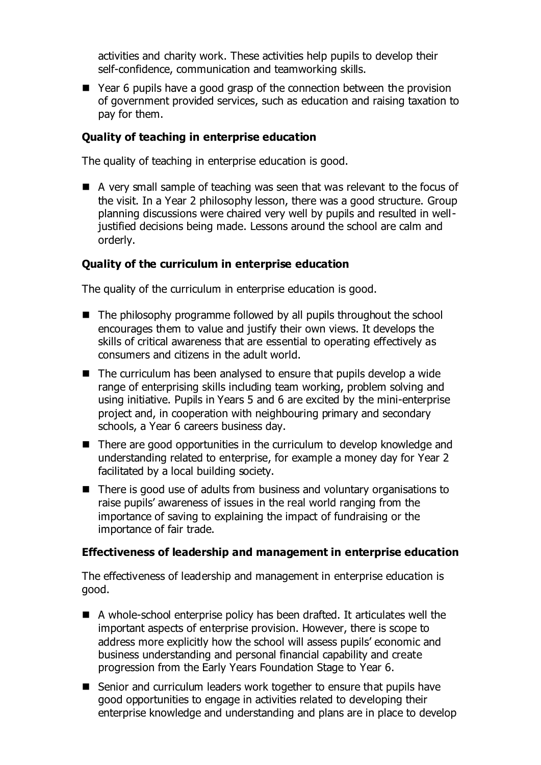activities and charity work. These activities help pupils to develop their self-confidence, communication and teamworking skills.

- Year 6 pupils have a good grasp of the connection between the provision of government provided services, such as education and raising taxation to pay for them.

**Quality of teaching in enterprise education**

The quality of teaching in enterprise education is good.

- A very small sample of teaching was seen that was relevant to the focus of the visit. In a Year 2 philosophy lesson, there was a good structure. Group planning discussions were chaired very well by pupils and resulted in well-justified decisions being made. Lessons around the school are calm and orderly.

**Quality of the curriculum in enterprise education**

The quality of the curriculum in enterprise education is good.

- The philosophy programme followed by all pupils throughout the school encourages them to value and justify their own views. It develops the skills of critical awareness that are essential to operating effectively as consumers and citizens in the adult world.
- The curriculum has been analysed to ensure that pupils develop a wide range of enterprising skills including team working, problem solving and using initiative. Pupils in Years 5 and 6 are excited by the mini-enterprise project and, in cooperation with neighbouring primary and secondary schools, a Year 6 careers business day.
- There are good opportunities in the curriculum to develop knowledge and understanding related to enterprise, for example a money day for Year 2 facilitated by a local building society.
- There is good use of adults from business and voluntary organisations to raise pupils' awareness of issues in the real world ranging from the importance of saving to explaining the impact of fundraising or the importance of fair trade.

**Effectiveness of leadership and management in enterprise education**

The effectiveness of leadership and management in enterprise education is good.

- A whole-school enterprise policy has been drafted. It articulates well the important aspects of enterprise provision. However, there is scope to address more explicitly how the school will assess pupils' economic and business understanding and personal financial capability and create progression from the Early Years Foundation Stage to Year 6.
- Senior and curriculum leaders work together to ensure that pupils have good opportunities to engage in activities related to developing their enterprise knowledge and understanding and plans are in place to develop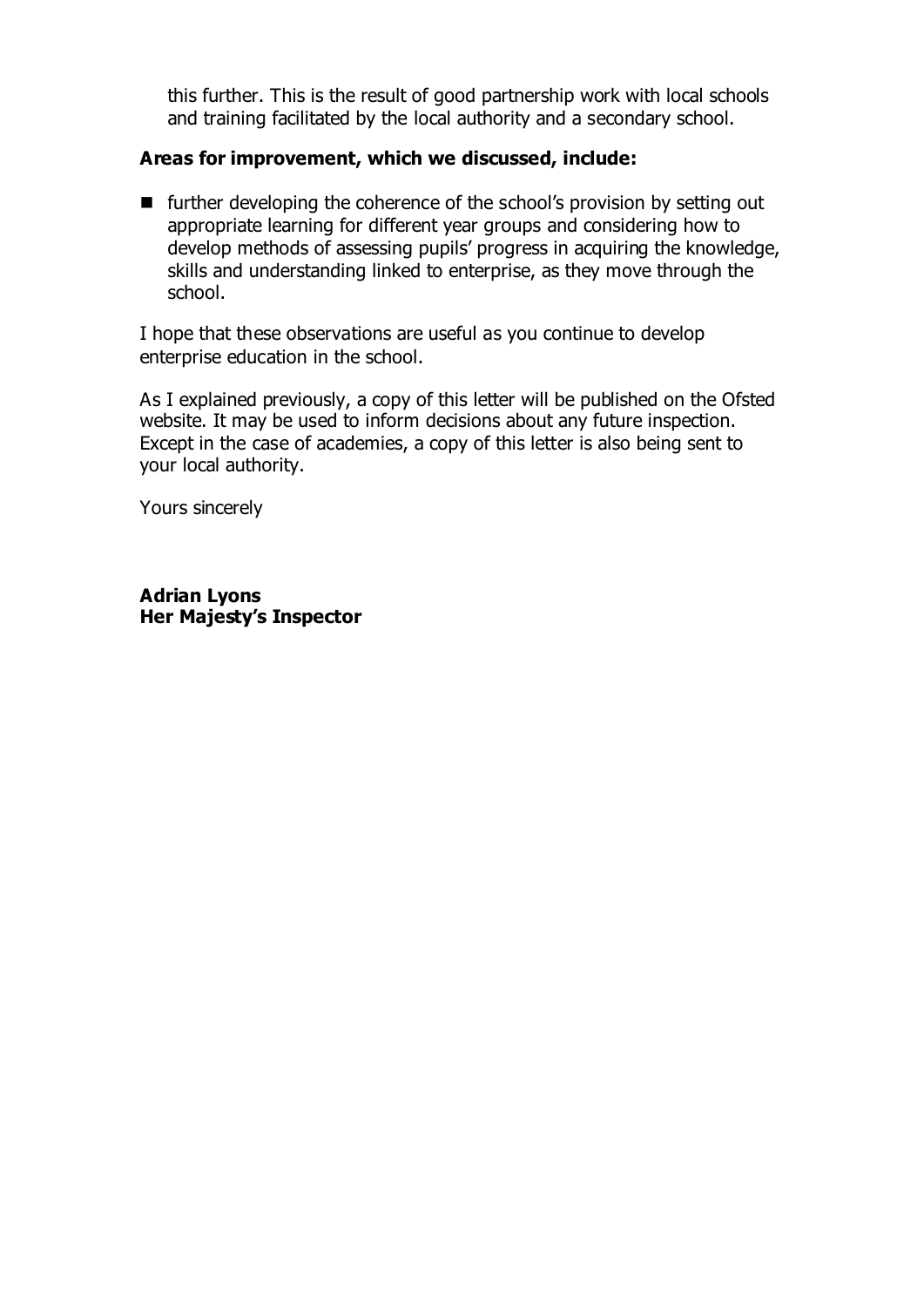this further. This is the result of good partnership work with local schools and training facilitated by the local authority and a secondary school.

**Areas for improvement, which we discussed, include:**

- further developing the coherence of the school's provision by setting out appropriate learning for different year groups and considering how to develop methods of assessing pupils' progress in acquiring the knowledge, skills and understanding linked to enterprise, as they move through the school.

I hope that these observations are useful as you continue to develop enterprise education in the school.

As I explained previously, a copy of this letter will be published on the Ofsted website. It may be used to inform decisions about any future inspection. Except in the case of academies, a copy of this letter is also being sent to your local authority.

Yours sincerely

**Adrian Lyons**
**Her Majesty's Inspector**